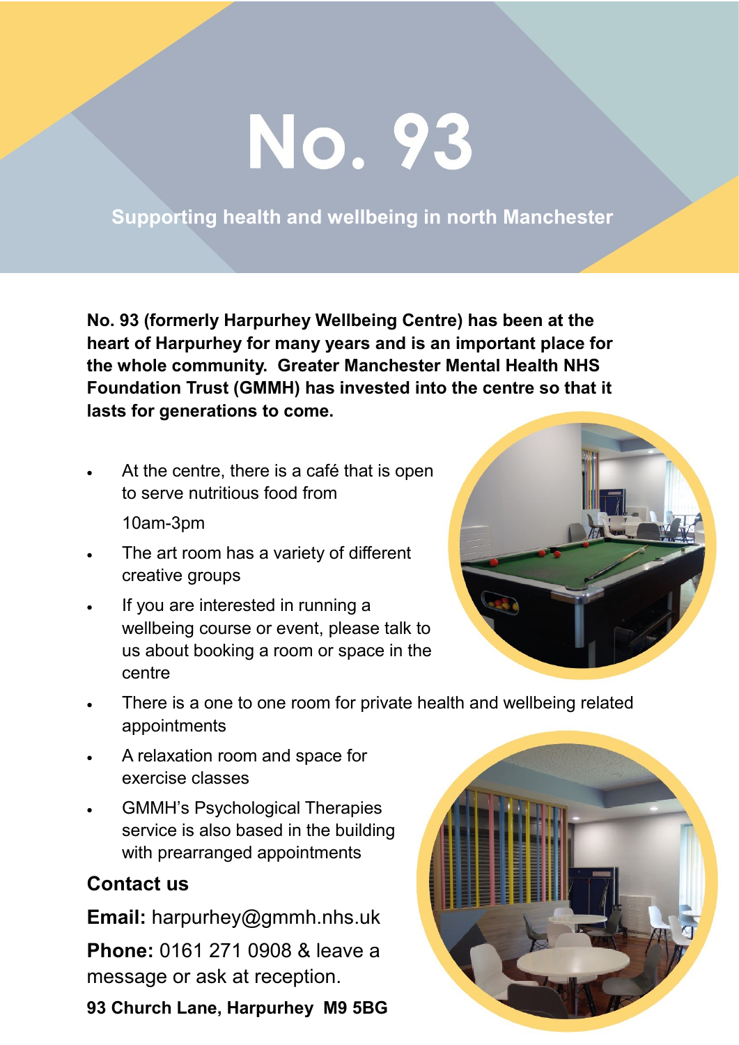# No. 93

**Supporting health and wellbeing in north Manchester**

**No. 93 (formerly Harpurhey Wellbeing Centre) has been at the heart of Harpurhey for many years and is an important place for the whole community. Greater Manchester Mental Health NHS Foundation Trust (GMMH) has invested into the centre so that it lasts for generations to come.**

- At the centre, there is a café that is open to serve nutritious food from

  10am-3pm
- The art room has a variety of different creative groups
- If you are interested in running a wellbeing course or event, please talk to us about booking a room or space in the centre
- There is a one to one room for private health and wellbeing related appointments
- A relaxation room and space for exercise classes
- GMMH's Psychological Therapies service is also based in the building with prearranged appointments

## Contact us

**Email:** harpurhey@gmmh.nhs.uk

**Phone:** 0161 271 0908 & leave a message or ask at reception.

**93 Church Lane, Harpurhey M9 5BG**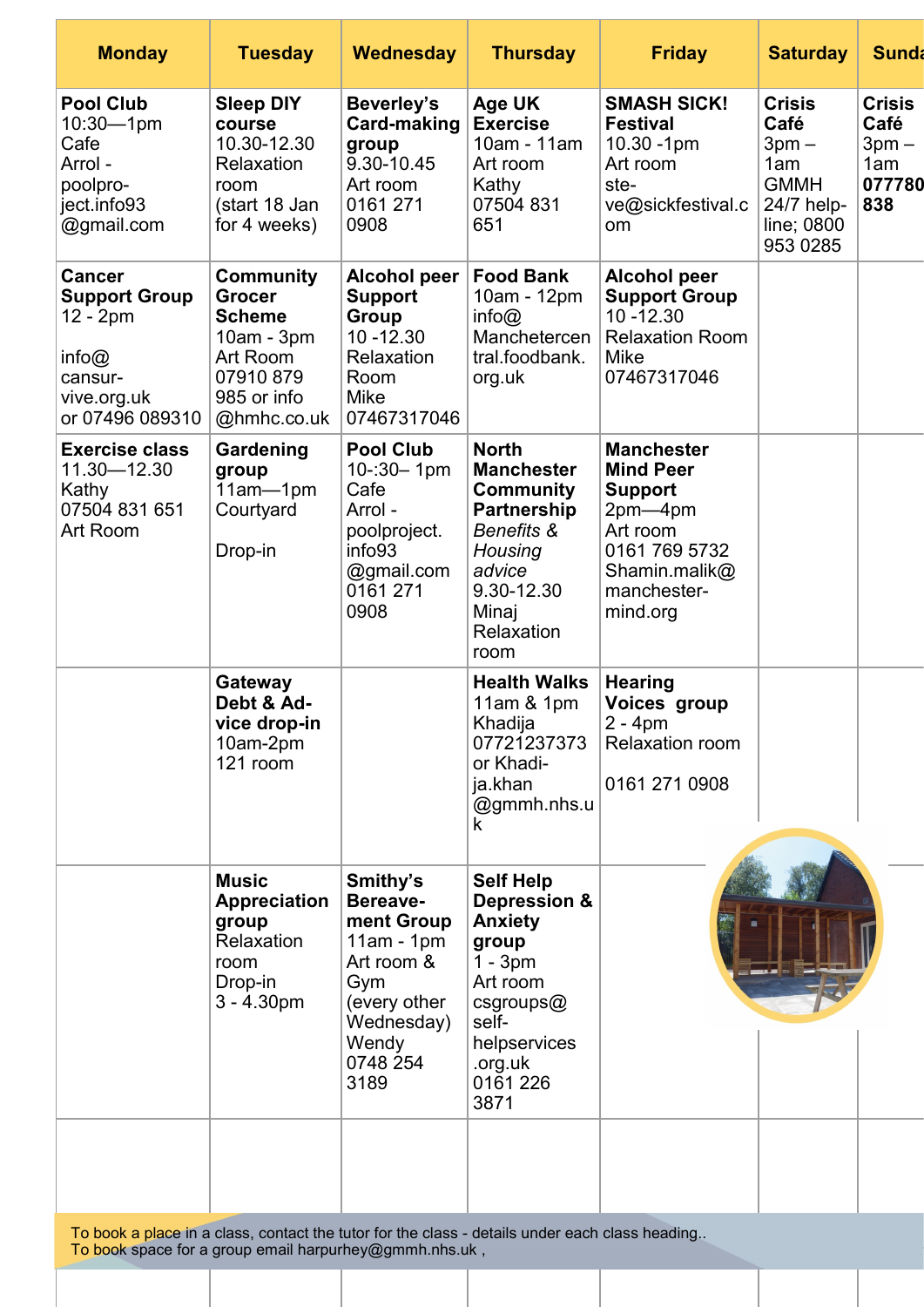| Monday | Tuesday | Wednesday | Thursday | Friday | Saturday | Sunda |
|---|---|---|---|---|---|---|
| **Pool Club** 10:30—1pm Cafe Arrol - poolpro-ject.info93 @gmail.com | **Sleep DIY course** 10.30-12.30 Relaxation room (start 18 Jan for 4 weeks) | **Beverley's Card-making group** 9.30-10.45 Art room 0161 271 0908 | **Age UK Exercise** 10am - 11am Art room Kathy 07504 831 651 | **SMASH SICK! Festival** 10.30 -1pm Art room ste-ve@sickfestival.com | **Crisis Café** 3pm – 1am GMMH 24/7 help-line; 0800 953 0285 | **Crisis Café** 3pm – 1am **077780 838** |
| **Cancer Support Group** 12 - 2pm info@ cansur-vive.org.uk or 07496 089310 | **Community Grocer Scheme** 10am - 3pm Art Room 07910 879 985 or info @hmhc.co.uk | **Alcohol peer Support Group** 10 -12.30 Relaxation Room Mike 07467317046 | **Food Bank** 10am - 12pm info@ Manchetercentral.foodbank.org.uk | **Alcohol peer Support Group** 10 -12.30 Relaxation Room Mike 07467317046 | | |
| **Exercise class** 11.30—12.30 Kathy 07504 831 651 Art Room | **Gardening group** 11am—1pm Courtyard Drop-in | **Pool Club** 10-:30– 1pm Cafe Arrol - poolproject. info93 @gmail.com 0161 271 0908 | **North Manchester Community Partnership** *Benefits & Housing advice* 9.30-12.30 Minaj Relaxation room | **Manchester Mind Peer Support** 2pm—4pm Art room 0161 769 5732 Shamin.malik@ manchester-mind.org | | |
| | **Gateway Debt & Ad-vice drop-in** 10am-2pm 121 room | | **Health Walks** 11am & 1pm Khadija 07721237373 or Khadi-ja.khan @gmmh.nhs.uk | **Hearing Voices group** 2 - 4pm Relaxation room 0161 271 0908 | | |
| | **Music Appreciation group** Relaxation room Drop-in 3 - 4.30pm | **Smithy's Bereave-ment Group** 11am - 1pm Art room & Gym (every other Wednesday) Wendy 0748 254 3189 | **Self Help Depression & Anxiety group** 1 - 3pm Art room csgroups@ self-helpservices .org.uk 0161 226 3871 | | | |

To book a place in a class, contact the tutor for the class - details under each class heading..
To book space for a group email harpurhey@gmmh.nhs.uk ,